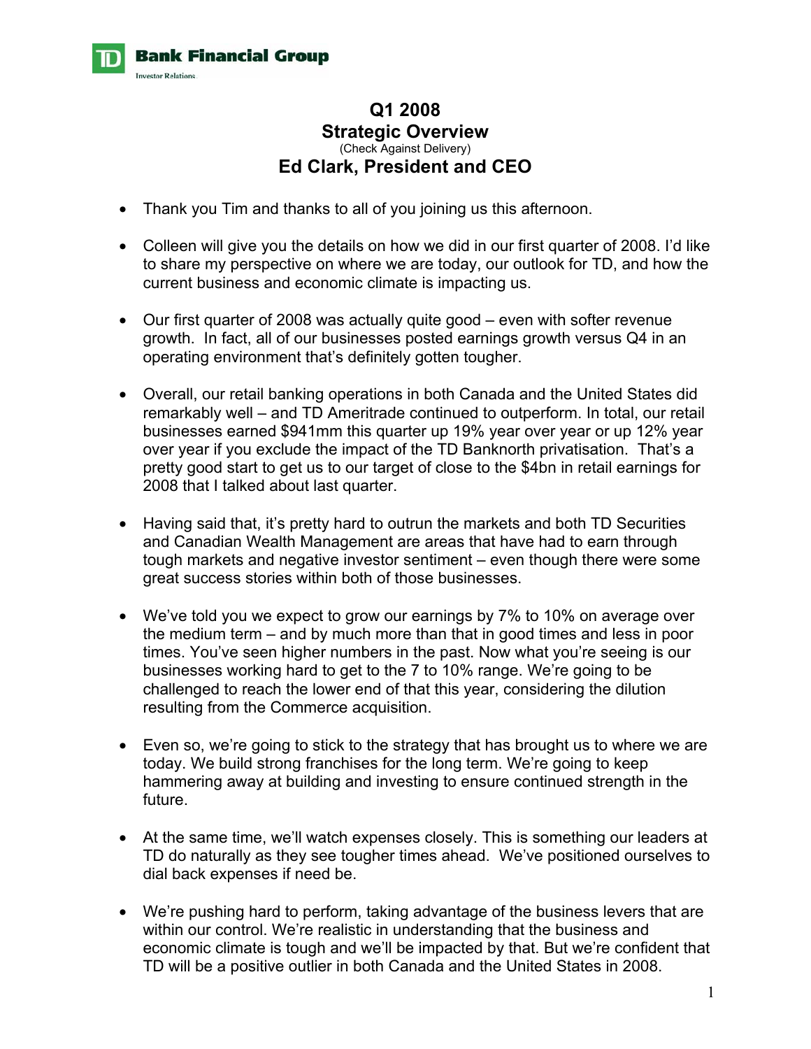TD Bank Financial Group
Investor Relations

# Q1 2008
# Strategic Overview
(Check Against Delivery)
## Ed Clark, President and CEO

- Thank you Tim and thanks to all of you joining us this afternoon.
- Colleen will give you the details on how we did in our first quarter of 2008. I'd like to share my perspective on where we are today, our outlook for TD, and how the current business and economic climate is impacting us.
- Our first quarter of 2008 was actually quite good – even with softer revenue growth. In fact, all of our businesses posted earnings growth versus Q4 in an operating environment that's definitely gotten tougher.
- Overall, our retail banking operations in both Canada and the United States did remarkably well – and TD Ameritrade continued to outperform. In total, our retail businesses earned $941mm this quarter up 19% year over year or up 12% year over year if you exclude the impact of the TD Banknorth privatisation. That's a pretty good start to get us to our target of close to the $4bn in retail earnings for 2008 that I talked about last quarter.
- Having said that, it's pretty hard to outrun the markets and both TD Securities and Canadian Wealth Management are areas that have had to earn through tough markets and negative investor sentiment – even though there were some great success stories within both of those businesses.
- We've told you we expect to grow our earnings by 7% to 10% on average over the medium term – and by much more than that in good times and less in poor times. You've seen higher numbers in the past. Now what you're seeing is our businesses working hard to get to the 7 to 10% range. We're going to be challenged to reach the lower end of that this year, considering the dilution resulting from the Commerce acquisition.
- Even so, we're going to stick to the strategy that has brought us to where we are today. We build strong franchises for the long term. We're going to keep hammering away at building and investing to ensure continued strength in the future.
- At the same time, we'll watch expenses closely. This is something our leaders at TD do naturally as they see tougher times ahead. We've positioned ourselves to dial back expenses if need be.
- We're pushing hard to perform, taking advantage of the business levers that are within our control. We're realistic in understanding that the business and economic climate is tough and we'll be impacted by that. But we're confident that TD will be a positive outlier in both Canada and the United States in 2008.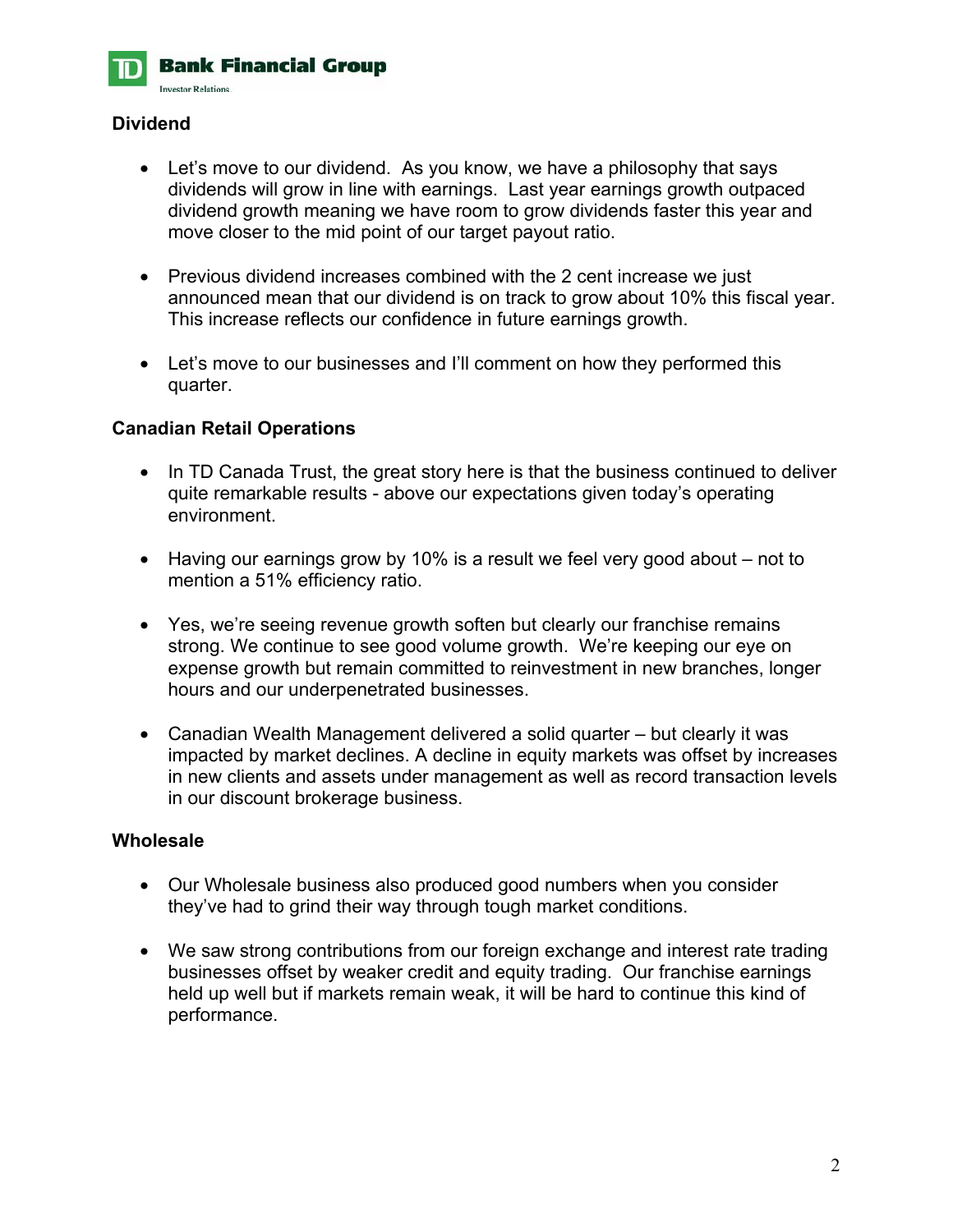## Dividend

- Let's move to our dividend. As you know, we have a philosophy that says dividends will grow in line with earnings. Last year earnings growth outpaced dividend growth meaning we have room to grow dividends faster this year and move closer to the mid point of our target payout ratio.
- Previous dividend increases combined with the 2 cent increase we just announced mean that our dividend is on track to grow about 10% this fiscal year. This increase reflects our confidence in future earnings growth.
- Let's move to our businesses and I'll comment on how they performed this quarter.

## Canadian Retail Operations

- In TD Canada Trust, the great story here is that the business continued to deliver quite remarkable results - above our expectations given today's operating environment.
- Having our earnings grow by 10% is a result we feel very good about – not to mention a 51% efficiency ratio.
- Yes, we're seeing revenue growth soften but clearly our franchise remains strong. We continue to see good volume growth. We're keeping our eye on expense growth but remain committed to reinvestment in new branches, longer hours and our underpenetrated businesses.
- Canadian Wealth Management delivered a solid quarter – but clearly it was impacted by market declines. A decline in equity markets was offset by increases in new clients and assets under management as well as record transaction levels in our discount brokerage business.

## Wholesale

- Our Wholesale business also produced good numbers when you consider they've had to grind their way through tough market conditions.
- We saw strong contributions from our foreign exchange and interest rate trading businesses offset by weaker credit and equity trading. Our franchise earnings held up well but if markets remain weak, it will be hard to continue this kind of performance.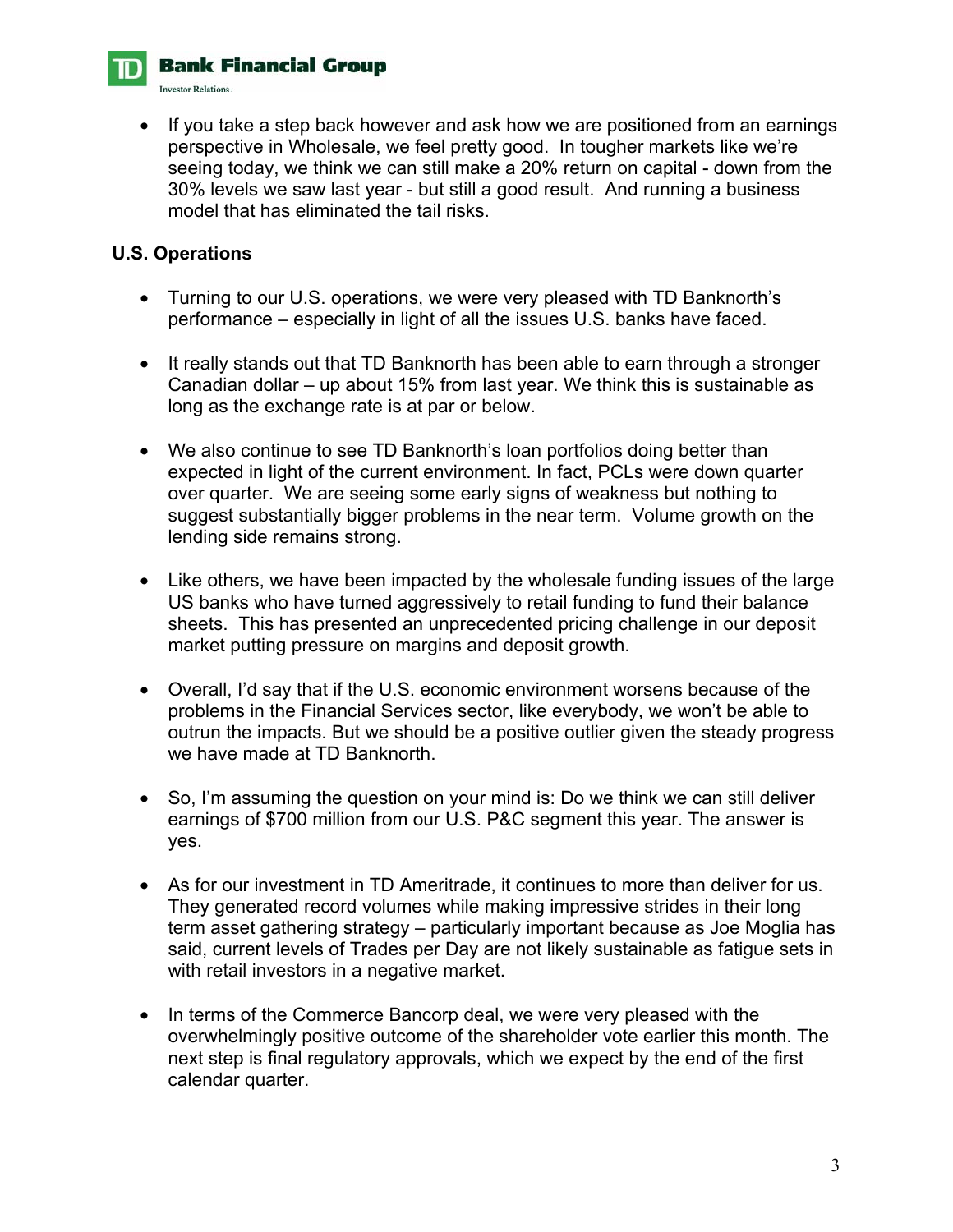- If you take a step back however and ask how we are positioned from an earnings perspective in Wholesale, we feel pretty good. In tougher markets like we're seeing today, we think we can still make a 20% return on capital - down from the 30% levels we saw last year - but still a good result. And running a business model that has eliminated the tail risks.

**U.S. Operations**

- Turning to our U.S. operations, we were very pleased with TD Banknorth's performance – especially in light of all the issues U.S. banks have faced.

- It really stands out that TD Banknorth has been able to earn through a stronger Canadian dollar – up about 15% from last year. We think this is sustainable as long as the exchange rate is at par or below.

- We also continue to see TD Banknorth's loan portfolios doing better than expected in light of the current environment. In fact, PCLs were down quarter over quarter. We are seeing some early signs of weakness but nothing to suggest substantially bigger problems in the near term. Volume growth on the lending side remains strong.

- Like others, we have been impacted by the wholesale funding issues of the large US banks who have turned aggressively to retail funding to fund their balance sheets. This has presented an unprecedented pricing challenge in our deposit market putting pressure on margins and deposit growth.

- Overall, I'd say that if the U.S. economic environment worsens because of the problems in the Financial Services sector, like everybody, we won't be able to outrun the impacts. But we should be a positive outlier given the steady progress we have made at TD Banknorth.

- So, I'm assuming the question on your mind is: Do we think we can still deliver earnings of $700 million from our U.S. P&C segment this year. The answer is yes.

- As for our investment in TD Ameritrade, it continues to more than deliver for us. They generated record volumes while making impressive strides in their long term asset gathering strategy – particularly important because as Joe Moglia has said, current levels of Trades per Day are not likely sustainable as fatigue sets in with retail investors in a negative market.

- In terms of the Commerce Bancorp deal, we were very pleased with the overwhelmingly positive outcome of the shareholder vote earlier this month. The next step is final regulatory approvals, which we expect by the end of the first calendar quarter.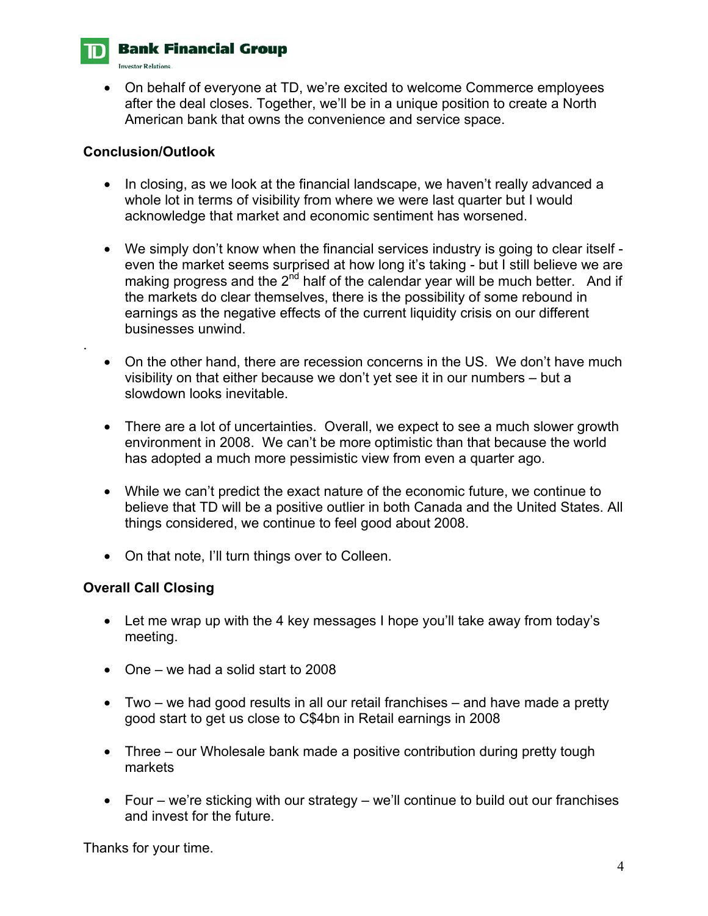- On behalf of everyone at TD, we're excited to welcome Commerce employees after the deal closes. Together, we'll be in a unique position to create a North American bank that owns the convenience and service space.

**Conclusion/Outlook**

- In closing, as we look at the financial landscape, we haven't really advanced a whole lot in terms of visibility from where we were last quarter but I would acknowledge that market and economic sentiment has worsened.

- We simply don't know when the financial services industry is going to clear itself - even the market seems surprised at how long it's taking - but I still believe we are making progress and the 2nd half of the calendar year will be much better. And if the markets do clear themselves, there is the possibility of some rebound in earnings as the negative effects of the current liquidity crisis on our different businesses unwind.

- On the other hand, there are recession concerns in the US. We don't have much visibility on that either because we don't yet see it in our numbers – but a slowdown looks inevitable.

- There are a lot of uncertainties. Overall, we expect to see a much slower growth environment in 2008. We can't be more optimistic than that because the world has adopted a much more pessimistic view from even a quarter ago.

- While we can't predict the exact nature of the economic future, we continue to believe that TD will be a positive outlier in both Canada and the United States. All things considered, we continue to feel good about 2008.

- On that note, I'll turn things over to Colleen.

**Overall Call Closing**

- Let me wrap up with the 4 key messages I hope you'll take away from today's meeting.

- One – we had a solid start to 2008

- Two – we had good results in all our retail franchises – and have made a pretty good start to get us close to C$4bn in Retail earnings in 2008

- Three – our Wholesale bank made a positive contribution during pretty tough markets

- Four – we're sticking with our strategy – we'll continue to build out our franchises and invest for the future.

Thanks for your time.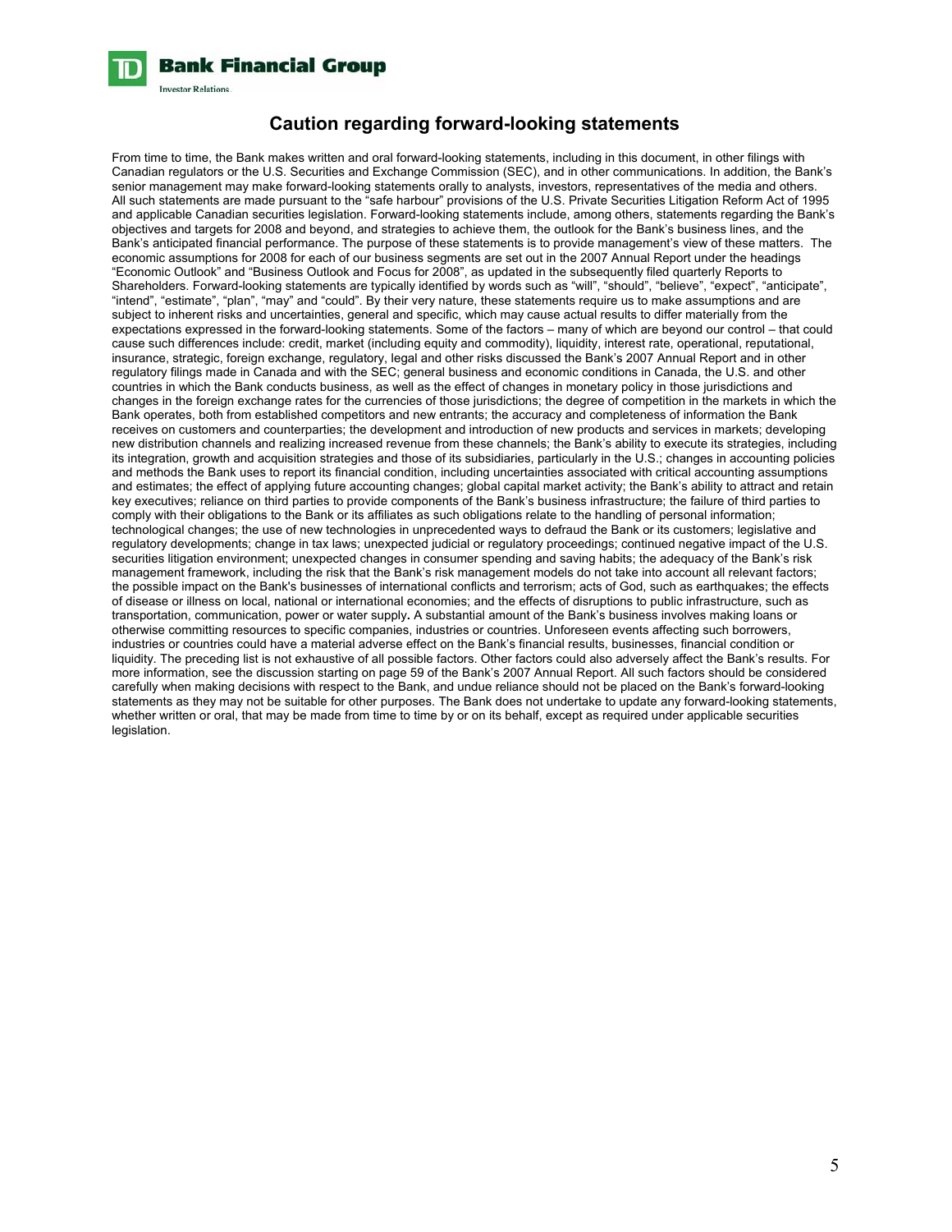# Caution regarding forward-looking statements

From time to time, the Bank makes written and oral forward-looking statements, including in this document, in other filings with Canadian regulators or the U.S. Securities and Exchange Commission (SEC), and in other communications. In addition, the Bank's senior management may make forward-looking statements orally to analysts, investors, representatives of the media and others. All such statements are made pursuant to the "safe harbour" provisions of the U.S. Private Securities Litigation Reform Act of 1995 and applicable Canadian securities legislation. Forward-looking statements include, among others, statements regarding the Bank's objectives and targets for 2008 and beyond, and strategies to achieve them, the outlook for the Bank's business lines, and the Bank's anticipated financial performance. The purpose of these statements is to provide management's view of these matters. The economic assumptions for 2008 for each of our business segments are set out in the 2007 Annual Report under the headings "Economic Outlook" and "Business Outlook and Focus for 2008", as updated in the subsequently filed quarterly Reports to Shareholders. Forward-looking statements are typically identified by words such as "will", "should", "believe", "expect", "anticipate", "intend", "estimate", "plan", "may" and "could". By their very nature, these statements require us to make assumptions and are subject to inherent risks and uncertainties, general and specific, which may cause actual results to differ materially from the expectations expressed in the forward-looking statements. Some of the factors – many of which are beyond our control – that could cause such differences include: credit, market (including equity and commodity), liquidity, interest rate, operational, reputational, insurance, strategic, foreign exchange, regulatory, legal and other risks discussed the Bank's 2007 Annual Report and in other regulatory filings made in Canada and with the SEC; general business and economic conditions in Canada, the U.S. and other countries in which the Bank conducts business, as well as the effect of changes in monetary policy in those jurisdictions and changes in the foreign exchange rates for the currencies of those jurisdictions; the degree of competition in the markets in which the Bank operates, both from established competitors and new entrants; the accuracy and completeness of information the Bank receives on customers and counterparties; the development and introduction of new products and services in markets; developing new distribution channels and realizing increased revenue from these channels; the Bank's ability to execute its strategies, including its integration, growth and acquisition strategies and those of its subsidiaries, particularly in the U.S.; changes in accounting policies and methods the Bank uses to report its financial condition, including uncertainties associated with critical accounting assumptions and estimates; the effect of applying future accounting changes; global capital market activity; the Bank's ability to attract and retain key executives; reliance on third parties to provide components of the Bank's business infrastructure; the failure of third parties to comply with their obligations to the Bank or its affiliates as such obligations relate to the handling of personal information; technological changes; the use of new technologies in unprecedented ways to defraud the Bank or its customers; legislative and regulatory developments; change in tax laws; unexpected judicial or regulatory proceedings; continued negative impact of the U.S. securities litigation environment; unexpected changes in consumer spending and saving habits; the adequacy of the Bank's risk management framework, including the risk that the Bank's risk management models do not take into account all relevant factors; the possible impact on the Bank's businesses of international conflicts and terrorism; acts of God, such as earthquakes; the effects of disease or illness on local, national or international economies; and the effects of disruptions to public infrastructure, such as transportation, communication, power or water supply. A substantial amount of the Bank's business involves making loans or otherwise committing resources to specific companies, industries or countries. Unforeseen events affecting such borrowers, industries or countries could have a material adverse effect on the Bank's financial results, businesses, financial condition or liquidity. The preceding list is not exhaustive of all possible factors. Other factors could also adversely affect the Bank's results. For more information, see the discussion starting on page 59 of the Bank's 2007 Annual Report. All such factors should be considered carefully when making decisions with respect to the Bank, and undue reliance should not be placed on the Bank's forward-looking statements as they may not be suitable for other purposes. The Bank does not undertake to update any forward-looking statements, whether written or oral, that may be made from time to time by or on its behalf, except as required under applicable securities legislation.